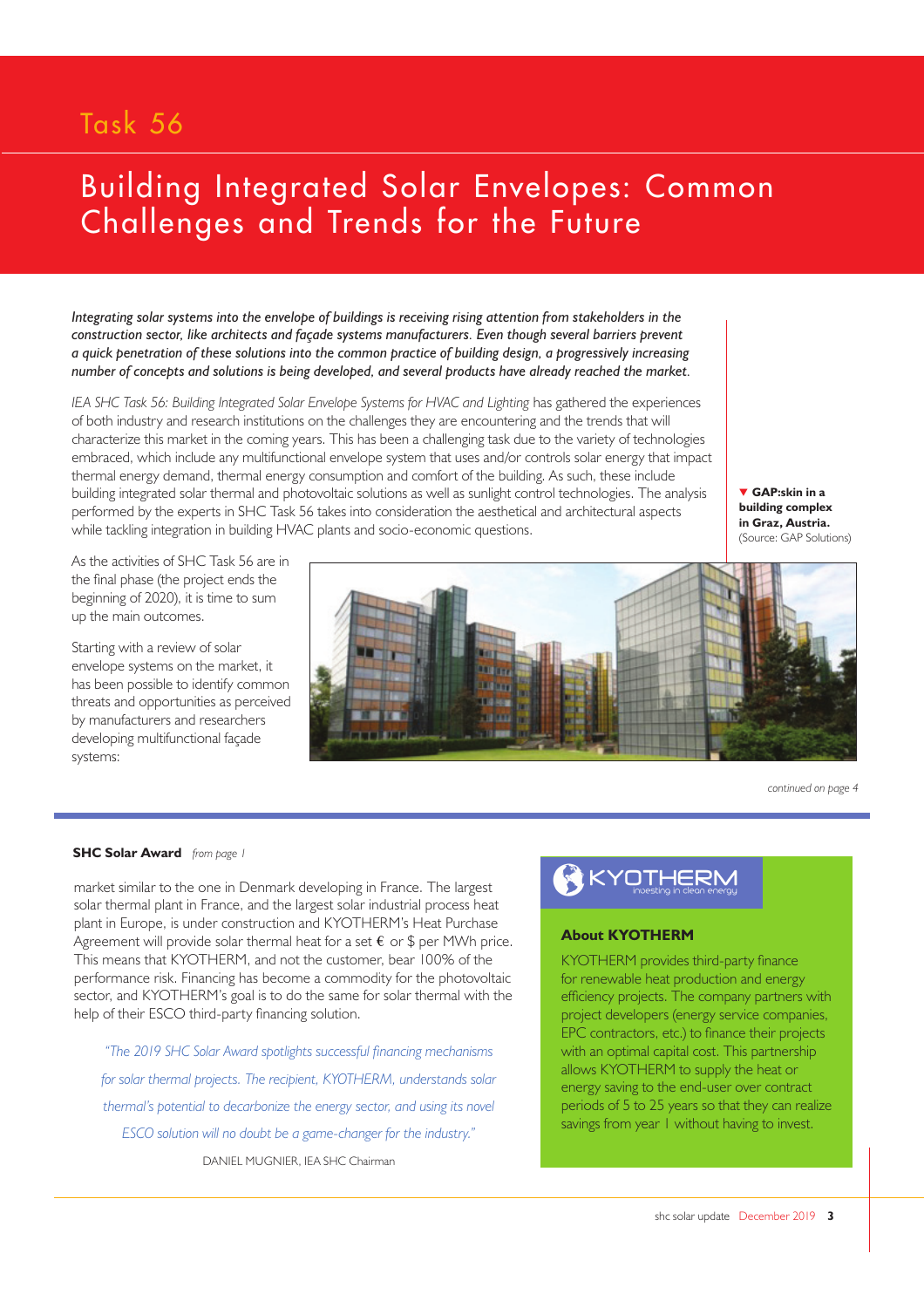# Task 56

## Building Integrated Solar Envelopes: Common Challenges and Trends for the Future

*Integrating solar systems into the envelope of buildings is receiving rising attention from stakeholders in the construction sector, like architects and façade systems manufacturers. Even though several barriers prevent a quick penetration of these solutions into the common practice of building design, a progressively increasing number of concepts and solutions is being developed, and several products have already reached the market.*

*IEA SHC Task 56: Building Integrated Solar Envelope Systems for HVAC and Lighting* has gathered the experiences of both industry and research institutions on the challenges they are encountering and the trends that will characterize this market in the coming years. This has been a challenging task due to the variety of technologies embraced, which include any multifunctional envelope system that uses and/or controls solar energy that impact thermal energy demand, thermal energy consumption and comfort of the building. As such, these include building integrated solar thermal and photovoltaic solutions as well as sunlight control technologies. The analysis performed by the experts in SHC Task 56 takes into consideration the aesthetical and architectural aspects while tackling integration in building HVAC plants and socio-economic questions.

As the activities of SHC Task 56 are in the final phase (the project ends the beginning of 2020), it is time to sum up the main outcomes.

Starting with a review of solar envelope systems on the market, it has been possible to identify common threats and opportunities as perceived by manufacturers and researchers developing multifunctional façade systems:

▼ **GAP:skin in a building complex in Graz, Austria.** (Source: GAP Solutions)

*continued on page 4*

---

**SHC Solar Award** *from page 1*

market similar to the one in Denmark developing in France. The largest solar thermal plant in France, and the largest solar industrial process heat plant in Europe, is under construction and KYOTHERM's Heat Purchase Agreement will provide solar thermal heat for a set € or $ per MWh price. This means that KYOTHERM, and not the customer, bear 100% of the performance risk. Financing has become a commodity for the photovoltaic sector, and KYOTHERM's goal is to do the same for solar thermal with the help of their ESCO third-party financing solution.

> *"The 2019 SHC Solar Award spotlights successful financing mechanisms for solar thermal projects. The recipient, KYOTHERM, understands solar thermal's potential to decarbonize the energy sector, and using its novel ESCO solution will no doubt be a game-changer for the industry."*
>
> DANIEL MUGNIER, IEA SHC Chairman

KYOTHERM – investing in clean energy

### About KYOTHERM

KYOTHERM provides third-party finance for renewable heat production and energy efficiency projects. The company partners with project developers (energy service companies, EPC contractors, etc.) to finance their projects with an optimal capital cost. This partnership allows KYOTHERM to supply the heat or energy saving to the end-user over contract periods of 5 to 25 years so that they can realize savings from year 1 without having to invest.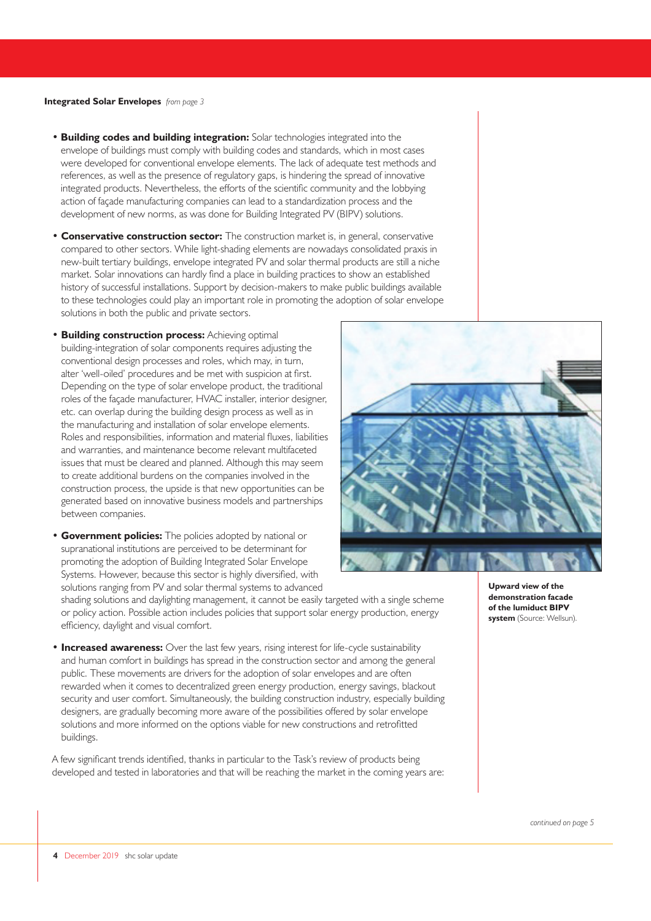**Integrated Solar Envelopes** *from page 3*

- **Building codes and building integration:** Solar technologies integrated into the envelope of buildings must comply with building codes and standards, which in most cases were developed for conventional envelope elements. The lack of adequate test methods and references, as well as the presence of regulatory gaps, is hindering the spread of innovative integrated products. Nevertheless, the efforts of the scientific community and the lobbying action of façade manufacturing companies can lead to a standardization process and the development of new norms, as was done for Building Integrated PV (BIPV) solutions.

- **Conservative construction sector:** The construction market is, in general, conservative compared to other sectors. While light-shading elements are nowadays consolidated praxis in new-built tertiary buildings, envelope integrated PV and solar thermal products are still a niche market. Solar innovations can hardly find a place in building practices to show an established history of successful installations. Support by decision-makers to make public buildings available to these technologies could play an important role in promoting the adoption of solar envelope solutions in both the public and private sectors.

- **Building construction process:** Achieving optimal building-integration of solar components requires adjusting the conventional design processes and roles, which may, in turn, alter 'well-oiled' procedures and be met with suspicion at first. Depending on the type of solar envelope product, the traditional roles of the façade manufacturer, HVAC installer, interior designer, etc. can overlap during the building design process as well as in the manufacturing and installation of solar envelope elements. Roles and responsibilities, information and material fluxes, liabilities and warranties, and maintenance become relevant multifaceted issues that must be cleared and planned. Although this may seem to create additional burdens on the companies involved in the construction process, the upside is that new opportunities can be generated based on innovative business models and partnerships between companies.

- **Government policies:** The policies adopted by national or supranational institutions are perceived to be determinant for promoting the adoption of Building Integrated Solar Envelope Systems. However, because this sector is highly diversified, with solutions ranging from PV and solar thermal systems to advanced shading solutions and daylighting management, it cannot be easily targeted with a single scheme or policy action. Possible action includes policies that support solar energy production, energy efficiency, daylight and visual comfort.

- **Increased awareness:** Over the last few years, rising interest for life-cycle sustainability and human comfort in buildings has spread in the construction sector and among the general public. These movements are drivers for the adoption of solar envelopes and are often rewarded when it comes to decentralized green energy production, energy savings, blackout security and user comfort. Simultaneously, the building construction industry, especially building designers, are gradually becoming more aware of the possibilities offered by solar envelope solutions and more informed on the options viable for new constructions and retrofitted buildings.

A few significant trends identified, thanks in particular to the Task's review of products being developed and tested in laboratories and that will be reaching the market in the coming years are:

**Upward view of the demonstration facade of the lumiduct BIPV system** (Source: Wellsun).

*continued on page 5*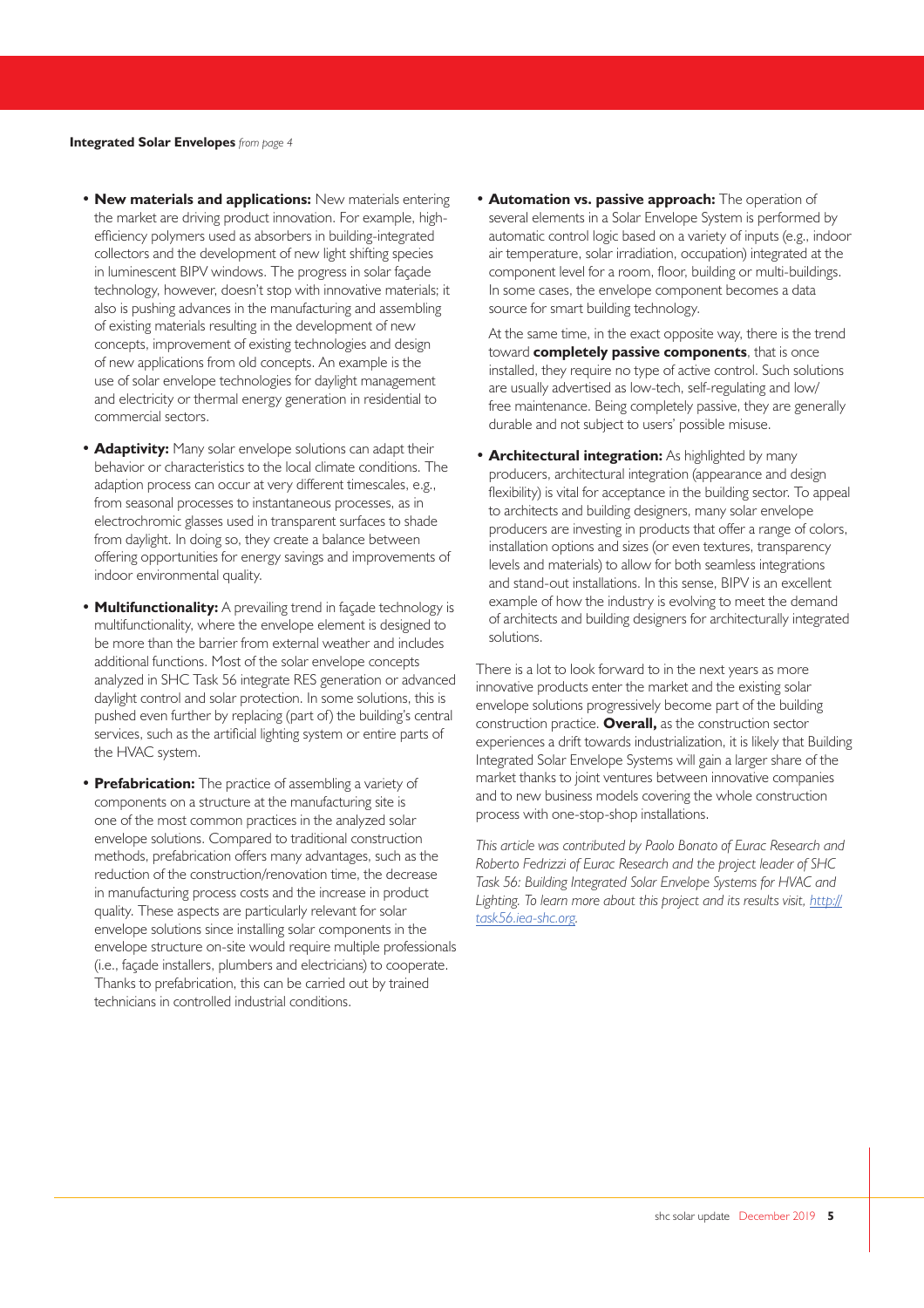**Integrated Solar Envelopes** *from page 4*

- **New materials and applications:** New materials entering the market are driving product innovation. For example, high-efficiency polymers used as absorbers in building-integrated collectors and the development of new light shifting species in luminescent BIPV windows. The progress in solar façade technology, however, doesn't stop with innovative materials; it also is pushing advances in the manufacturing and assembling of existing materials resulting in the development of new concepts, improvement of existing technologies and design of new applications from old concepts. An example is the use of solar envelope technologies for daylight management and electricity or thermal energy generation in residential to commercial sectors.

- **Adaptivity:** Many solar envelope solutions can adapt their behavior or characteristics to the local climate conditions. The adaption process can occur at very different timescales, e.g., from seasonal processes to instantaneous processes, as in electrochromic glasses used in transparent surfaces to shade from daylight. In doing so, they create a balance between offering opportunities for energy savings and improvements of indoor environmental quality.

- **Multifunctionality:** A prevailing trend in façade technology is multifunctionality, where the envelope element is designed to be more than the barrier from external weather and includes additional functions. Most of the solar envelope concepts analyzed in SHC Task 56 integrate RES generation or advanced daylight control and solar protection. In some solutions, this is pushed even further by replacing (part of) the building's central services, such as the artificial lighting system or entire parts of the HVAC system.

- **Prefabrication:** The practice of assembling a variety of components on a structure at the manufacturing site is one of the most common practices in the analyzed solar envelope solutions. Compared to traditional construction methods, prefabrication offers many advantages, such as the reduction of the construction/renovation time, the decrease in manufacturing process costs and the increase in product quality. These aspects are particularly relevant for solar envelope solutions since installing solar components in the envelope structure on-site would require multiple professionals (i.e., façade installers, plumbers and electricians) to cooperate. Thanks to prefabrication, this can be carried out by trained technicians in controlled industrial conditions.

- **Automation vs. passive approach:** The operation of several elements in a Solar Envelope System is performed by automatic control logic based on a variety of inputs (e.g., indoor air temperature, solar irradiation, occupation) integrated at the component level for a room, floor, building or multi-buildings. In some cases, the envelope component becomes a data source for smart building technology.

  At the same time, in the exact opposite way, there is the trend toward **completely passive components**, that is once installed, they require no type of active control. Such solutions are usually advertised as low-tech, self-regulating and low/free maintenance. Being completely passive, they are generally durable and not subject to users' possible misuse.

- **Architectural integration:** As highlighted by many producers, architectural integration (appearance and design flexibility) is vital for acceptance in the building sector. To appeal to architects and building designers, many solar envelope producers are investing in products that offer a range of colors, installation options and sizes (or even textures, transparency levels and materials) to allow for both seamless integrations and stand-out installations. In this sense, BIPV is an excellent example of how the industry is evolving to meet the demand of architects and building designers for architecturally integrated solutions.

There is a lot to look forward to in the next years as more innovative products enter the market and the existing solar envelope solutions progressively become part of the building construction practice. **Overall,** as the construction sector experiences a drift towards industrialization, it is likely that Building Integrated Solar Envelope Systems will gain a larger share of the market thanks to joint ventures between innovative companies and to new business models covering the whole construction process with one-stop-shop installations.

*This article was contributed by Paolo Bonato of Eurac Research and Roberto Fedrizzi of Eurac Research and the project leader of SHC Task 56: Building Integrated Solar Envelope Systems for HVAC and Lighting. To learn more about this project and its results visit, [http://task56.iea-shc.org](http://task56.iea-shc.org).*